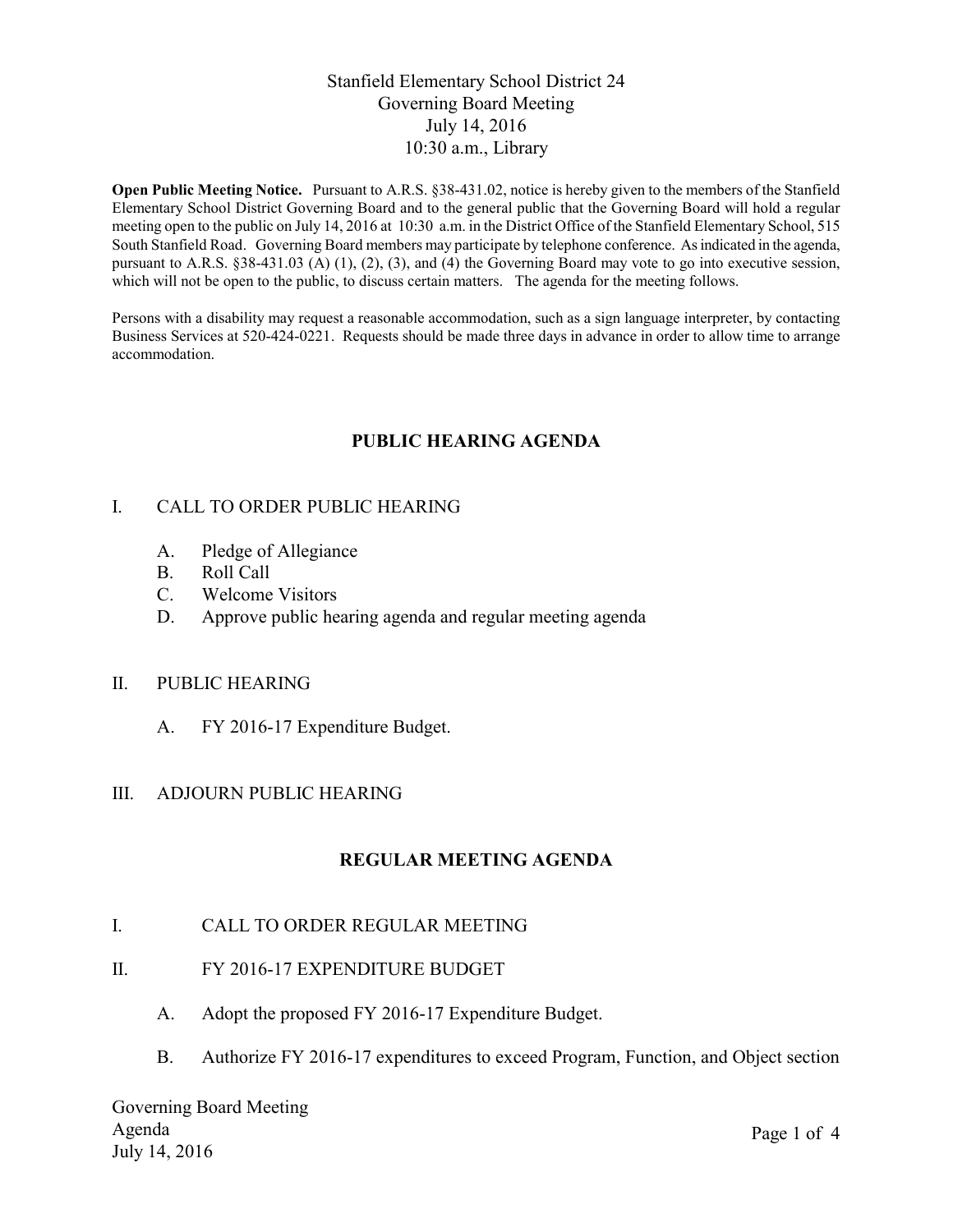# Stanfield Elementary School District 24
## Governing Board Meeting
## July 14, 2016
## 10:30 a.m., Library

**Open Public Meeting Notice.** Pursuant to A.R.S. §38-431.02, notice is hereby given to the members of the Stanfield Elementary School District Governing Board and to the general public that the Governing Board will hold a regular meeting open to the public on July 14, 2016 at 10:30 a.m. in the District Office of the Stanfield Elementary School, 515 South Stanfield Road. Governing Board members may participate by telephone conference. As indicated in the agenda, pursuant to A.R.S. §38-431.03 (A) (1), (2), (3), and (4) the Governing Board may vote to go into executive session, which will not be open to the public, to discuss certain matters. The agenda for the meeting follows.

Persons with a disability may request a reasonable accommodation, such as a sign language interpreter, by contacting Business Services at 520-424-0221. Requests should be made three days in advance in order to allow time to arrange accommodation.

## PUBLIC HEARING AGENDA

I. CALL TO ORDER PUBLIC HEARING

- A. Pledge of Allegiance
- B. Roll Call
- C. Welcome Visitors
- D. Approve public hearing agenda and regular meeting agenda

II. PUBLIC HEARING

- A. FY 2016-17 Expenditure Budget.

III. ADJOURN PUBLIC HEARING

## REGULAR MEETING AGENDA

I. CALL TO ORDER REGULAR MEETING

II. FY 2016-17 EXPENDITURE BUDGET

- A. Adopt the proposed FY 2016-17 Expenditure Budget.
- B. Authorize FY 2016-17 expenditures to exceed Program, Function, and Object section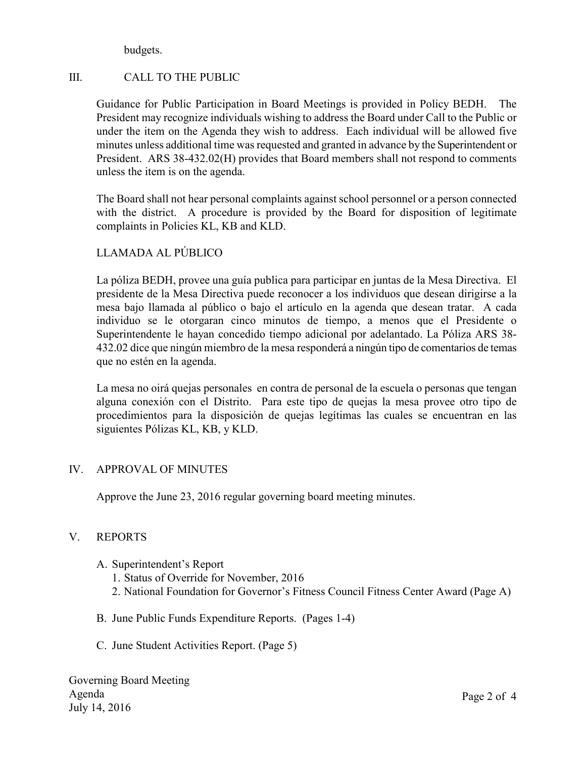budgets.

## III. CALL TO THE PUBLIC

Guidance for Public Participation in Board Meetings is provided in Policy BEDH. The President may recognize individuals wishing to address the Board under Call to the Public or under the item on the Agenda they wish to address. Each individual will be allowed five minutes unless additional time was requested and granted in advance by the Superintendent or President. ARS 38-432.02(H) provides that Board members shall not respond to comments unless the item is on the agenda.

The Board shall not hear personal complaints against school personnel or a person connected with the district. A procedure is provided by the Board for disposition of legitimate complaints in Policies KL, KB and KLD.

### LLAMADA AL PÚBLICO

La póliza BEDH, provee una guía publica para participar en juntas de la Mesa Directiva. El presidente de la Mesa Directiva puede reconocer a los individuos que desean dirigirse a la mesa bajo llamada al público o bajo el artículo en la agenda que desean tratar. A cada individuo se le otorgaran cinco minutos de tiempo, a menos que el Presidente o Superintendente le hayan concedido tiempo adicional por adelantado. La Póliza ARS 38-432.02 dice que ningún miembro de la mesa responderá a ningún tipo de comentarios de temas que no estén en la agenda.

La mesa no oirá quejas personales en contra de personal de la escuela o personas que tengan alguna conexión con el Distrito. Para este tipo de quejas la mesa provee otro tipo de procedimientos para la disposición de quejas legítimas las cuales se encuentran en las siguientes Pólizas KL, KB, y KLD.

## IV. APPROVAL OF MINUTES

Approve the June 23, 2016 regular governing board meeting minutes.

## V. REPORTS

A. Superintendent's Report
   1. Status of Override for November, 2016
   2. National Foundation for Governor's Fitness Council Fitness Center Award (Page A)

B. June Public Funds Expenditure Reports. (Pages 1-4)

C. June Student Activities Report. (Page 5)

Governing Board Meeting
Agenda
July 14, 2016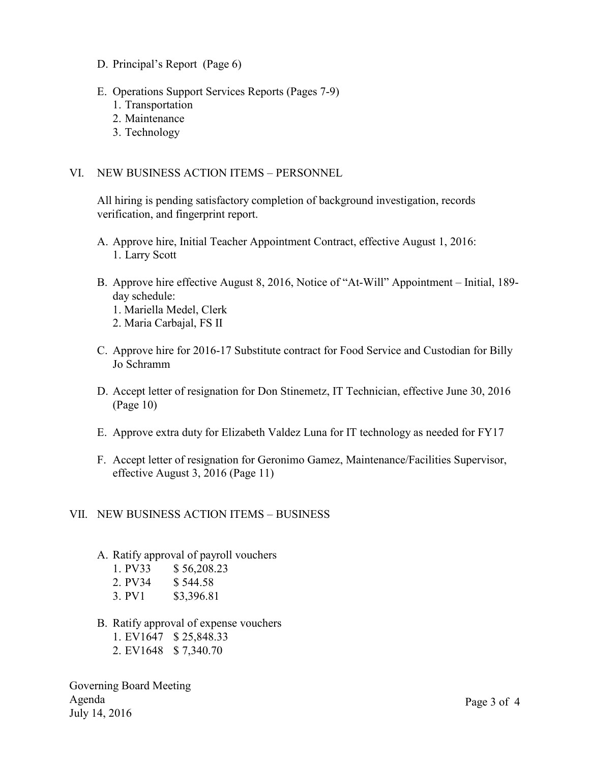D. Principal's Report (Page 6)

E. Operations Support Services Reports (Pages 7-9)
   1. Transportation
   2. Maintenance
   3. Technology

## VI. NEW BUSINESS ACTION ITEMS – PERSONNEL

All hiring is pending satisfactory completion of background investigation, records verification, and fingerprint report.

A. Approve hire, Initial Teacher Appointment Contract, effective August 1, 2016:
   1. Larry Scott

B. Approve hire effective August 8, 2016, Notice of "At-Will" Appointment – Initial, 189-day schedule:
   1. Mariella Medel, Clerk
   2. Maria Carbajal, FS II

C. Approve hire for 2016-17 Substitute contract for Food Service and Custodian for Billy Jo Schramm

D. Accept letter of resignation for Don Stinemetz, IT Technician, effective June 30, 2016 (Page 10)

E. Approve extra duty for Elizabeth Valdez Luna for IT technology as needed for FY17

F. Accept letter of resignation for Geronimo Gamez, Maintenance/Facilities Supervisor, effective August 3, 2016 (Page 11)

## VII. NEW BUSINESS ACTION ITEMS – BUSINESS

A. Ratify approval of payroll vouchers
   1. PV33 $ 56,208.23
   2. PV34 $ 544.58
   3. PV1 $3,396.81

B. Ratify approval of expense vouchers
   1. EV1647 $ 25,848.33
   2. EV1648 $ 7,340.70

Governing Board Meeting
Agenda
July 14, 2016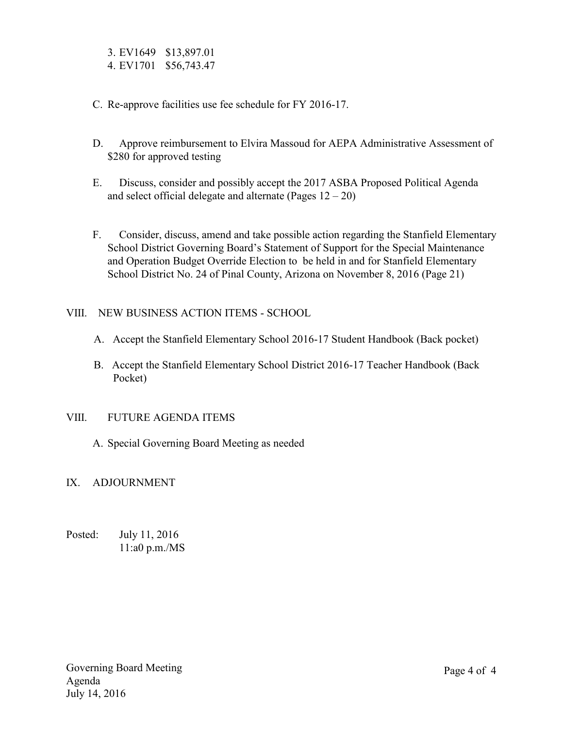3. EV1649 $13,897.01
4. EV1701 $56,743.47

C. Re-approve facilities use fee schedule for FY 2016-17.

D. Approve reimbursement to Elvira Massoud for AEPA Administrative Assessment of $280 for approved testing

E. Discuss, consider and possibly accept the 2017 ASBA Proposed Political Agenda and select official delegate and alternate (Pages 12 – 20)

F. Consider, discuss, amend and take possible action regarding the Stanfield Elementary School District Governing Board's Statement of Support for the Special Maintenance and Operation Budget Override Election to be held in and for Stanfield Elementary School District No. 24 of Pinal County, Arizona on November 8, 2016 (Page 21)

## VIII. NEW BUSINESS ACTION ITEMS - SCHOOL

A. Accept the Stanfield Elementary School 2016-17 Student Handbook (Back pocket)

B. Accept the Stanfield Elementary School District 2016-17 Teacher Handbook (Back Pocket)

## VIII. FUTURE AGENDA ITEMS

A. Special Governing Board Meeting as needed

## IX. ADJOURNMENT

Posted: July 11, 2016
11:a0 p.m./MS